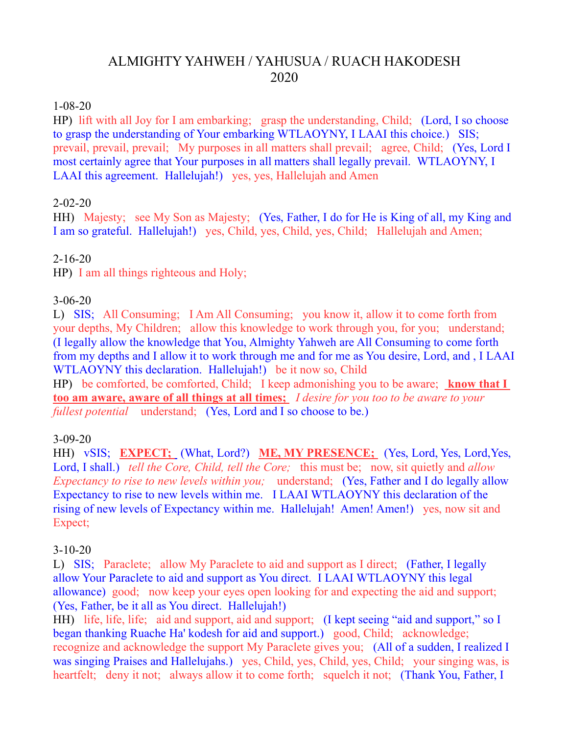# ALMIGHTY YAHWEH / YAHUSUA / RUACH HAKODESH
# 2020

1-08-20
HP)  lift with all Joy for I am embarking;   grasp the understanding, Child;   (Lord, I so choose to grasp the understanding of Your embarking WTLAOYNY, I LAAI this choice.)   SIS;   prevail, prevail, prevail;   My purposes in all matters shall prevail;   agree, Child;   (Yes, Lord I most certainly agree that Your purposes in all matters shall legally prevail.  WTLAOYNY, I LAAI this agreement.  Hallelujah!)   yes, yes, Hallelujah and Amen

2-02-20
HH)  Majesty;   see My Son as Majesty;   (Yes, Father, I do for He is King of all, my King and I am so grateful.  Hallelujah!)   yes, Child, yes, Child, yes, Child;   Hallelujah and Amen;

2-16-20
HP)  I am all things righteous and Holy;

3-06-20
L)  SIS;   All Consuming;   I Am All Consuming;   you know it, allow it to come forth from your depths, My Children;   allow this knowledge to work through you, for you;   understand;   (I legally allow the knowledge that You, Almighty Yahweh are All Consuming to come forth from my depths and I allow it to work through me and for me as You desire, Lord, and , I LAAI WTLAOYNY this declaration.  Hallelujah!)   be it now so, Child
HP)  be comforted, be comforted, Child;   I keep admonishing you to be aware;   **know that I too am aware, aware of all things at all times;**   *I desire for you too to be aware to your fullest potential*   understand;   (Yes, Lord and I so choose to be.)

3-09-20
HH)  vSIS;   **EXPECT;**   (What, Lord?)   **ME, MY PRESENCE;**   (Yes, Lord, Yes, Lord,Yes, Lord, I shall.)   *tell the Core, Child, tell the Core;*   this must be;   now, sit quietly and *allow Expectancy to rise to new levels within you;*   understand;   (Yes, Father and I do legally allow Expectancy to rise to new levels within me.   I LAAI WTLAOYNY this declaration of the rising of new levels of Expectancy within me.  Hallelujah!  Amen! Amen!)   yes, now sit and Expect;

3-10-20
L)  SIS;   Paraclete;   allow My Paraclete to aid and support as I direct;   (Father, I legally allow Your Paraclete to aid and support as You direct.  I LAAI WTLAOYNY this legal allowance)  good;   now keep your eyes open looking for and expecting the aid and support;   (Yes, Father, be it all as You direct.  Hallelujah!)
HH)  life, life, life;   aid and support, aid and support;   (I kept seeing "aid and support," so I began thanking Ruache Ha' kodesh for aid and support.)   good, Child;   acknowledge;   recognize and acknowledge the support My Paraclete gives you;   (All of a sudden, I realized I was singing Praises and Hallelujahs.)   yes, Child, yes, Child, yes, Child;   your singing was, is heartfelt;   deny it not;   always allow it to come forth;   squelch it not;   (Thank You, Father, I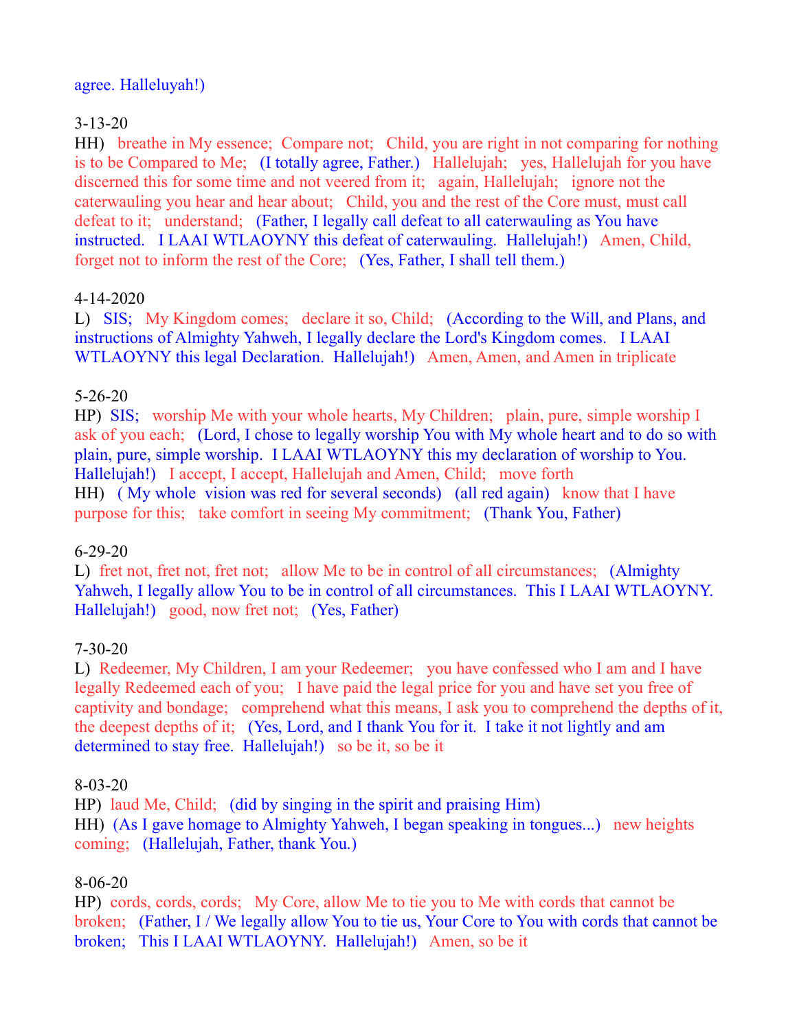agree. Halleluyah!)

3-13-20

HH)   breathe in My essence;  Compare not;   Child, you are right in not comparing for nothing is to be Compared to Me;   (I totally agree, Father.)   Hallelujah;   yes, Hallelujah for you have discerned this for some time and not veered from it;   again, Hallelujah;   ignore not the caterwauling you hear and hear about;   Child, you and the rest of the Core must, must call defeat to it;   understand;   (Father, I legally call defeat to all caterwauling as You have instructed.   I LAAI WTLAOYNY this defeat of caterwauling.  Hallelujah!)   Amen, Child, forget not to inform the rest of the Core;   (Yes, Father, I shall tell them.)

4-14-2020

L)   SIS;   My Kingdom comes;   declare it so, Child;   (According to the Will, and Plans, and instructions of Almighty Yahweh, I legally declare the Lord's Kingdom comes.   I LAAI WTLAOYNY this legal Declaration.  Hallelujah!)   Amen, Amen, and Amen in triplicate

5-26-20

HP)  SIS;   worship Me with your whole hearts, My Children;   plain, pure, simple worship I ask of you each;   (Lord, I chose to legally worship You with My whole heart and to do so with plain, pure, simple worship.  I LAAI WTLAOYNY this my declaration of worship to You.  Hallelujah!)   I accept, I accept, Hallelujah and Amen, Child;   move forth

HH)   ( My whole  vision was red for several seconds)   (all red again)   know that I have purpose for this;   take comfort in seeing My commitment;   (Thank You, Father)

6-29-20

L)  fret not, fret not, fret not;   allow Me to be in control of all circumstances;   (Almighty Yahweh, I legally allow You to be in control of all circumstances.  This I LAAI WTLAOYNY. Hallelujah!)   good, now fret not;   (Yes, Father)

7-30-20

L)  Redeemer, My Children, I am your Redeemer;   you have confessed who I am and I have legally Redeemed each of you;   I have paid the legal price for you and have set you free of captivity and bondage;   comprehend what this means, I ask you to comprehend the depths of it, the deepest depths of it;   (Yes, Lord, and I thank You for it.  I take it not lightly and am determined to stay free.  Hallelujah!)   so be it, so be it

8-03-20

HP)  laud Me, Child;   (did by singing in the spirit and praising Him)

HH)  (As I gave homage to Almighty Yahweh, I began speaking in tongues...)   new heights coming;   (Hallelujah, Father, thank You.)

8-06-20

HP)  cords, cords, cords;   My Core, allow Me to tie you to Me with cords that cannot be broken;   (Father, I / We legally allow You to tie us, Your Core to You with cords that cannot be broken;   This I LAAI WTLAOYNY.  Hallelujah!)   Amen, so be it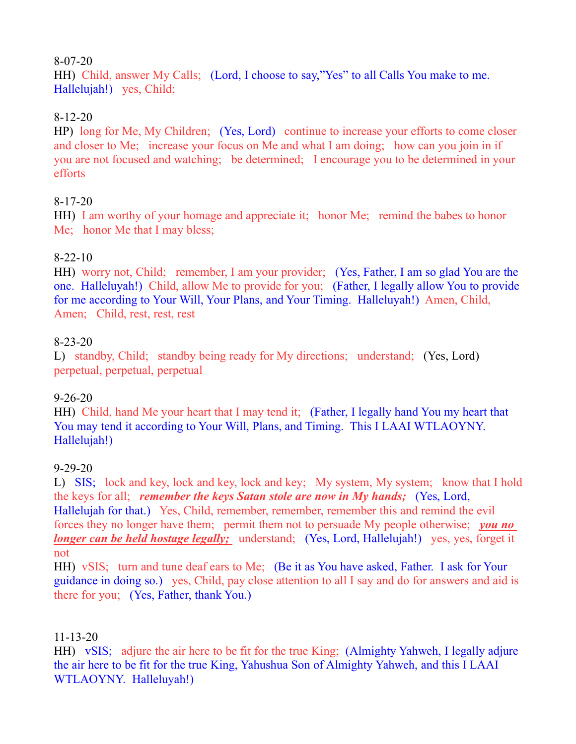8-07-20
HH) Child, answer My Calls; (Lord, I choose to say,"Yes" to all Calls You make to me. Hallelujah!) yes, Child;

8-12-20
HP) long for Me, My Children; (Yes, Lord) continue to increase your efforts to come closer and closer to Me; increase your focus on Me and what I am doing; how can you join in if you are not focused and watching; be determined; I encourage you to be determined in your efforts

8-17-20
HH) I am worthy of your homage and appreciate it; honor Me; remind the babes to honor Me; honor Me that I may bless;

8-22-10
HH) worry not, Child; remember, I am your provider; (Yes, Father, I am so glad You are the one. Hallelujah!) Child, allow Me to provide for you; (Father, I legally allow You to provide for me according to Your Will, Your Plans, and Your Timing. Hallelujah!) Amen, Child, Amen; Child, rest, rest, rest

8-23-20
L) standby, Child; standby being ready for My directions; understand; (Yes, Lord) perpetual, perpetual, perpetual

9-26-20
HH) Child, hand Me your heart that I may tend it; (Father, I legally hand You my heart that You may tend it according to Your Will, Plans, and Timing. This I LAAI WTLAOYNY. Hallelujah!)

9-29-20
L) SIS; lock and key, lock and key, lock and key; My system, My system; know that I hold the keys for all; ***remember the keys Satan stole are now in My hands;*** (Yes, Lord, Hallelujah for that.) Yes, Child, remember, remember, remember this and remind the evil forces they no longer have them; permit them not to persuade My people otherwise; ***<u>you no longer can be held hostage legally;</u>*** understand; (Yes, Lord, Hallelujah!) yes, yes, forget it not
HH) vSIS; turn and tune deaf ears to Me; (Be it as You have asked, Father. I ask for Your guidance in doing so.) yes, Child, pay close attention to all I say and do for answers and aid is there for you; (Yes, Father, thank You.)

11-13-20
HH) vSIS; adjure the air here to be fit for the true King; (Almighty Yahweh, I legally adjure the air here to be fit for the true King, Yahushua Son of Almighty Yahweh, and this I LAAI WTLAOYNY. Hallelujah!)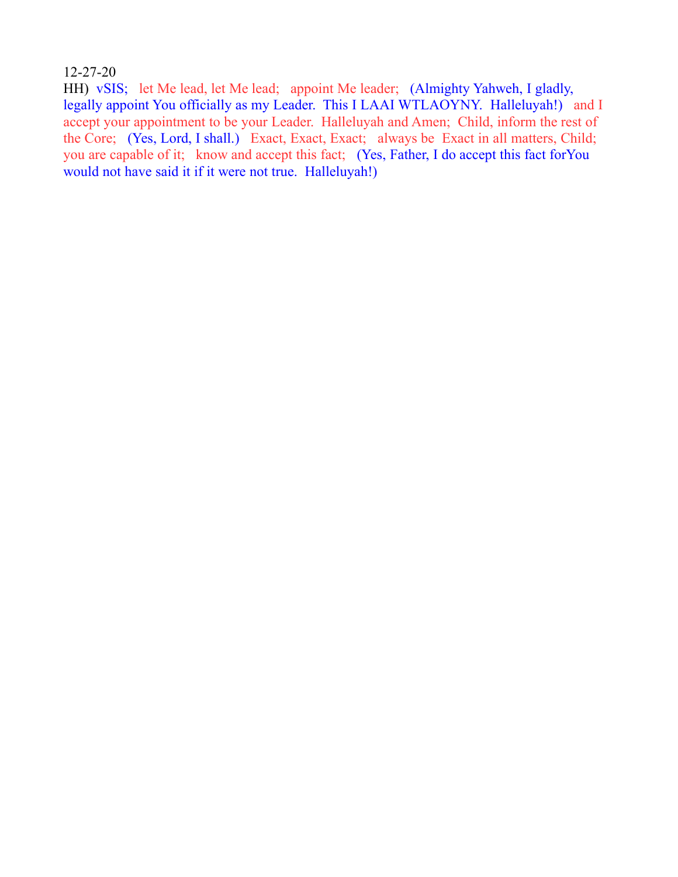12-27-20

HH) vSIS; let Me lead, let Me lead; appoint Me leader; (Almighty Yahweh, I gladly, legally appoint You officially as my Leader. This I LAAI WTLAOYNY. Halleluyah!) and I accept your appointment to be your Leader. Halleluyah and Amen; Child, inform the rest of the Core; (Yes, Lord, I shall.) Exact, Exact, Exact; always be Exact in all matters, Child; you are capable of it; know and accept this fact; (Yes, Father, I do accept this fact forYou would not have said it if it were not true. Halleluyah!)